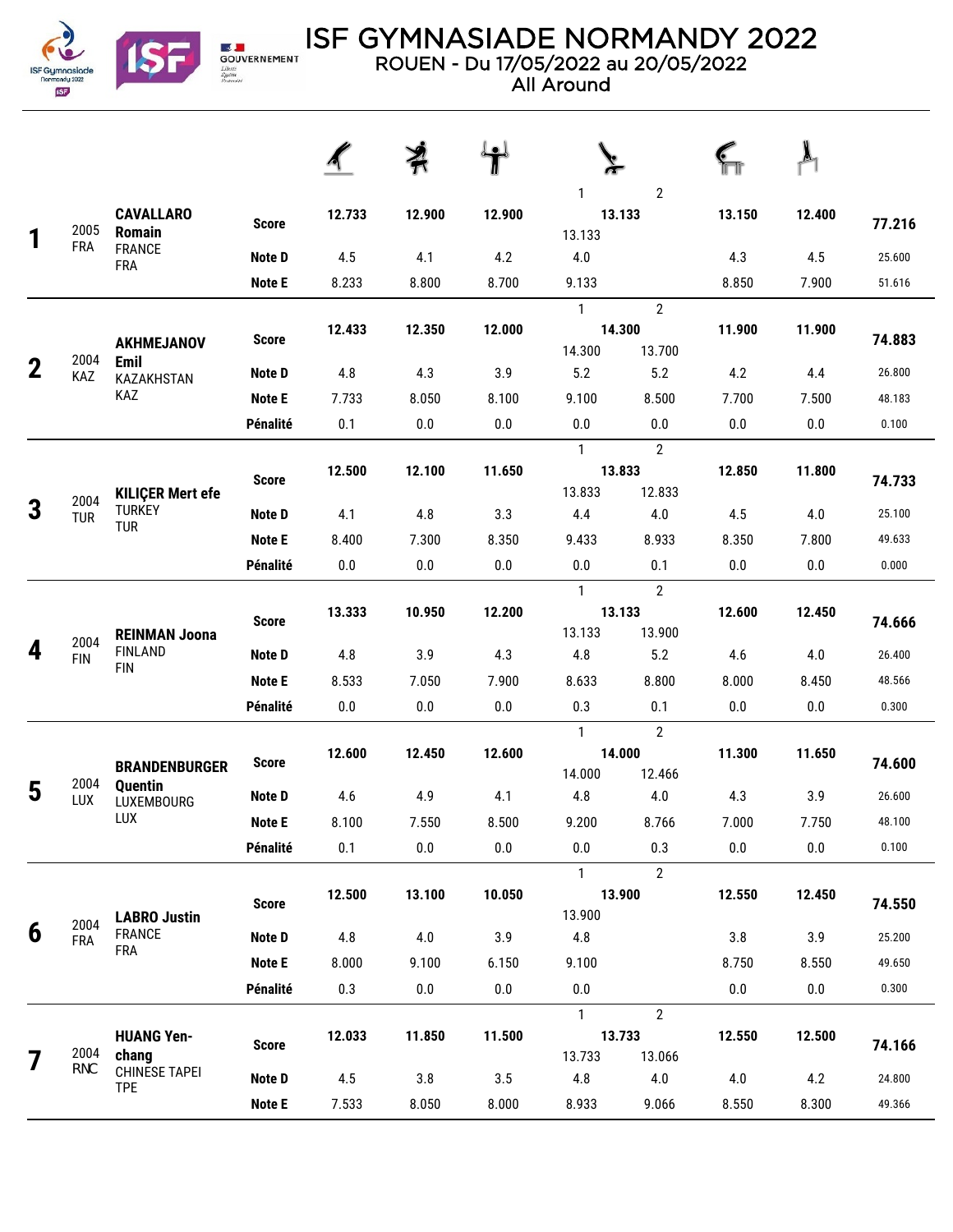# ISF GYMNASIADE NORMANDY 2022

ROUEN - Du 17/05/2022 au 20/05/2022

All Around

| Rank | Year / Nat | Name | | Floor | Pommel Horse | Rings | Vault 1 | Vault 2 | Parallel Bars | Horizontal Bar | Total |
|---|---|---|---|---|---|---|---|---|---|---|---|
| 1 | 2005 FRA | CAVALLARO Romain FRANCE FRA | Score | 12.733 | 12.900 | 12.900 | 13.133 (13.133) | | 13.150 | 12.400 | 77.216 |
| | | | Note D | 4.5 | 4.1 | 4.2 | 4.0 | | 4.3 | 4.5 | 25.600 |
| | | | Note E | 8.233 | 8.800 | 8.700 | 9.133 | | 8.850 | 7.900 | 51.616 |
| 2 | 2004 KAZ | AKHMEJANOV Emil KAZAKHSTAN KAZ | Score | 12.433 | 12.350 | 12.000 | 14.300 (14.300) | 13.700 | 11.900 | 11.900 | 74.883 |
| | | | Note D | 4.8 | 4.3 | 3.9 | 5.2 | 5.2 | 4.2 | 4.4 | 26.800 |
| | | | Note E | 7.733 | 8.050 | 8.100 | 9.100 | 8.500 | 7.700 | 7.500 | 48.183 |
| | | | Pénalité | 0.1 | 0.0 | 0.0 | 0.0 | 0.0 | 0.0 | 0.0 | 0.100 |
| 3 | 2004 TUR | KILIÇER Mert efe TURKEY TUR | Score | 12.500 | 12.100 | 11.650 | 13.833 (13.833) | 12.833 | 12.850 | 11.800 | 74.733 |
| | | | Note D | 4.1 | 4.8 | 3.3 | 4.4 | 4.0 | 4.5 | 4.0 | 25.100 |
| | | | Note E | 8.400 | 7.300 | 8.350 | 9.433 | 8.933 | 8.350 | 7.800 | 49.633 |
| | | | Pénalité | 0.0 | 0.0 | 0.0 | 0.0 | 0.1 | 0.0 | 0.0 | 0.000 |
| 4 | 2004 FIN | REINMAN Joona FINLAND FIN | Score | 13.333 | 10.950 | 12.200 | 13.133 (13.133) | 13.900 | 12.600 | 12.450 | 74.666 |
| | | | Note D | 4.8 | 3.9 | 4.3 | 4.8 | 5.2 | 4.6 | 4.0 | 26.400 |
| | | | Note E | 8.533 | 7.050 | 7.900 | 8.633 | 8.800 | 8.000 | 8.450 | 48.566 |
| | | | Pénalité | 0.0 | 0.0 | 0.0 | 0.3 | 0.1 | 0.0 | 0.0 | 0.300 |
| 5 | 2004 LUX | BRANDENBURGER Quentin LUXEMBOURG LUX | Score | 12.600 | 12.450 | 12.600 | 14.000 (14.000) | 12.466 | 11.300 | 11.650 | 74.600 |
| | | | Note D | 4.6 | 4.9 | 4.1 | 4.8 | 4.0 | 4.3 | 3.9 | 26.600 |
| | | | Note E | 8.100 | 7.550 | 8.500 | 9.200 | 8.766 | 7.000 | 7.750 | 48.100 |
| | | | Pénalité | 0.1 | 0.0 | 0.0 | 0.0 | 0.3 | 0.0 | 0.0 | 0.100 |
| 6 | 2004 FRA | LABRO Justin FRANCE FRA | Score | 12.500 | 13.100 | 10.050 | 13.900 (13.900) | | 12.550 | 12.450 | 74.550 |
| | | | Note D | 4.8 | 4.0 | 3.9 | 4.8 | | 3.8 | 3.9 | 25.200 |
| | | | Note E | 8.000 | 9.100 | 6.150 | 9.100 | | 8.750 | 8.550 | 49.650 |
| | | | Pénalité | 0.3 | 0.0 | 0.0 | 0.0 | | 0.0 | 0.0 | 0.300 |
| 7 | 2004 RNC | HUANG Yen-chang CHINESE TAPEI TPE | Score | 12.033 | 11.850 | 11.500 | 13.733 (13.733) | 13.066 | 12.550 | 12.500 | 74.166 |
| | | | Note D | 4.5 | 3.8 | 3.5 | 4.8 | 4.0 | 4.0 | 4.2 | 24.800 |
| | | | Note E | 7.533 | 8.050 | 8.000 | 8.933 | 9.066 | 8.550 | 8.300 | 49.366 |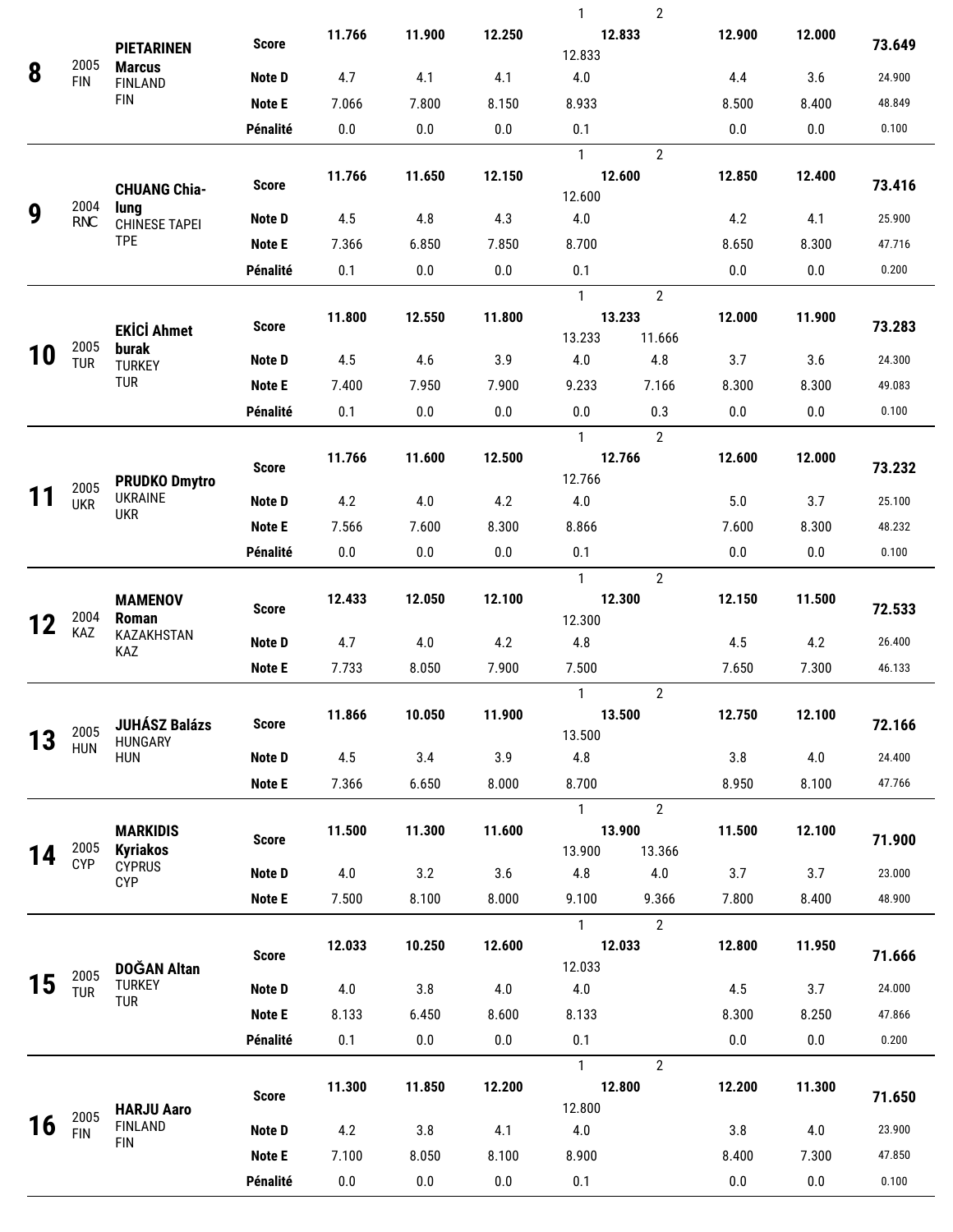| Rank | Year | Name | | App. 1 | App. 2 | App. 3 | App. 4 (1) | App. 4 (2) | App. 5 | App. 6 | Total |
|---|---|---|---|---|---|---|---|---|---|---|---|
| **8** | 2005 FIN | **PIETARINEN Marcus** FINLAND FIN | **Score** | **11.766** | **11.900** | **12.250** | **12.833** 12.833 | | **12.900** | **12.000** | **73.649** |
| | | | **Note D** | 4.7 | 4.1 | 4.1 | 4.0 | | 4.4 | 3.6 | 24.900 |
| | | | **Note E** | 7.066 | 7.800 | 8.150 | 8.933 | | 8.500 | 8.400 | 48.849 |
| | | | **Pénalité** | 0.0 | 0.0 | 0.0 | 0.1 | | 0.0 | 0.0 | 0.100 |
| **9** | 2004 RNC | **CHUANG Chia-lung** CHINESE TAPEI TPE | **Score** | **11.766** | **11.650** | **12.150** | **12.600** 12.600 | | **12.850** | **12.400** | **73.416** |
| | | | **Note D** | 4.5 | 4.8 | 4.3 | 4.0 | | 4.2 | 4.1 | 25.900 |
| | | | **Note E** | 7.366 | 6.850 | 7.850 | 8.700 | | 8.650 | 8.300 | 47.716 |
| | | | **Pénalité** | 0.1 | 0.0 | 0.0 | 0.1 | | 0.0 | 0.0 | 0.200 |
| **10** | 2005 TUR | **EKİCİ Ahmet burak** TURKEY TUR | **Score** | **11.800** | **12.550** | **11.800** | **13.233** 13.233 | 11.666 | **12.000** | **11.900** | **73.283** |
| | | | **Note D** | 4.5 | 4.6 | 3.9 | 4.0 | 4.8 | 3.7 | 3.6 | 24.300 |
| | | | **Note E** | 7.400 | 7.950 | 7.900 | 9.233 | 7.166 | 8.300 | 8.300 | 49.083 |
| | | | **Pénalité** | 0.1 | 0.0 | 0.0 | 0.0 | 0.3 | 0.0 | 0.0 | 0.100 |
| **11** | 2005 UKR | **PRUDKO Dmytro** UKRAINE UKR | **Score** | **11.766** | **11.600** | **12.500** | **12.766** 12.766 | | **12.600** | **12.000** | **73.232** |
| | | | **Note D** | 4.2 | 4.0 | 4.2 | 4.0 | | 5.0 | 3.7 | 25.100 |
| | | | **Note E** | 7.566 | 7.600 | 8.300 | 8.866 | | 7.600 | 8.300 | 48.232 |
| | | | **Pénalité** | 0.0 | 0.0 | 0.0 | 0.1 | | 0.0 | 0.0 | 0.100 |
| **12** | 2004 KAZ | **MAMENOV Roman** KAZAKHSTAN KAZ | **Score** | **12.433** | **12.050** | **12.100** | **12.300** 12.300 | | **12.150** | **11.500** | **72.533** |
| | | | **Note D** | 4.7 | 4.0 | 4.2 | 4.8 | | 4.5 | 4.2 | 26.400 |
| | | | **Note E** | 7.733 | 8.050 | 7.900 | 7.500 | | 7.650 | 7.300 | 46.133 |
| **13** | 2005 HUN | **JUHÁSZ Balázs** HUNGARY HUN | **Score** | **11.866** | **10.050** | **11.900** | **13.500** 13.500 | | **12.750** | **12.100** | **72.166** |
| | | | **Note D** | 4.5 | 3.4 | 3.9 | 4.8 | | 3.8 | 4.0 | 24.400 |
| | | | **Note E** | 7.366 | 6.650 | 8.000 | 8.700 | | 8.950 | 8.100 | 47.766 |
| **14** | 2005 CYP | **MARKIDIS Kyriakos** CYPRUS CYP | **Score** | **11.500** | **11.300** | **11.600** | **13.900** 13.900 | 13.366 | **11.500** | **12.100** | **71.900** |
| | | | **Note D** | 4.0 | 3.2 | 3.6 | 4.8 | 4.0 | 3.7 | 3.7 | 23.000 |
| | | | **Note E** | 7.500 | 8.100 | 8.000 | 9.100 | 9.366 | 7.800 | 8.400 | 48.900 |
| **15** | 2005 TUR | **DOĞAN Altan** TURKEY TUR | **Score** | **12.033** | **10.250** | **12.600** | **12.033** 12.033 | | **12.800** | **11.950** | **71.666** |
| | | | **Note D** | 4.0 | 3.8 | 4.0 | 4.0 | | 4.5 | 3.7 | 24.000 |
| | | | **Note E** | 8.133 | 6.450 | 8.600 | 8.133 | | 8.300 | 8.250 | 47.866 |
| | | | **Pénalité** | 0.1 | 0.0 | 0.0 | 0.1 | | 0.0 | 0.0 | 0.200 |
| **16** | 2005 FIN | **HARJU Aaro** FINLAND FIN | **Score** | **11.300** | **11.850** | **12.200** | **12.800** 12.800 | | **12.200** | **11.300** | **71.650** |
| | | | **Note D** | 4.2 | 3.8 | 4.1 | 4.0 | | 3.8 | 4.0 | 23.900 |
| | | | **Note E** | 7.100 | 8.050 | 8.100 | 8.900 | | 8.400 | 7.300 | 47.850 |
| | | | **Pénalité** | 0.0 | 0.0 | 0.0 | 0.1 | | 0.0 | 0.0 | 0.100 |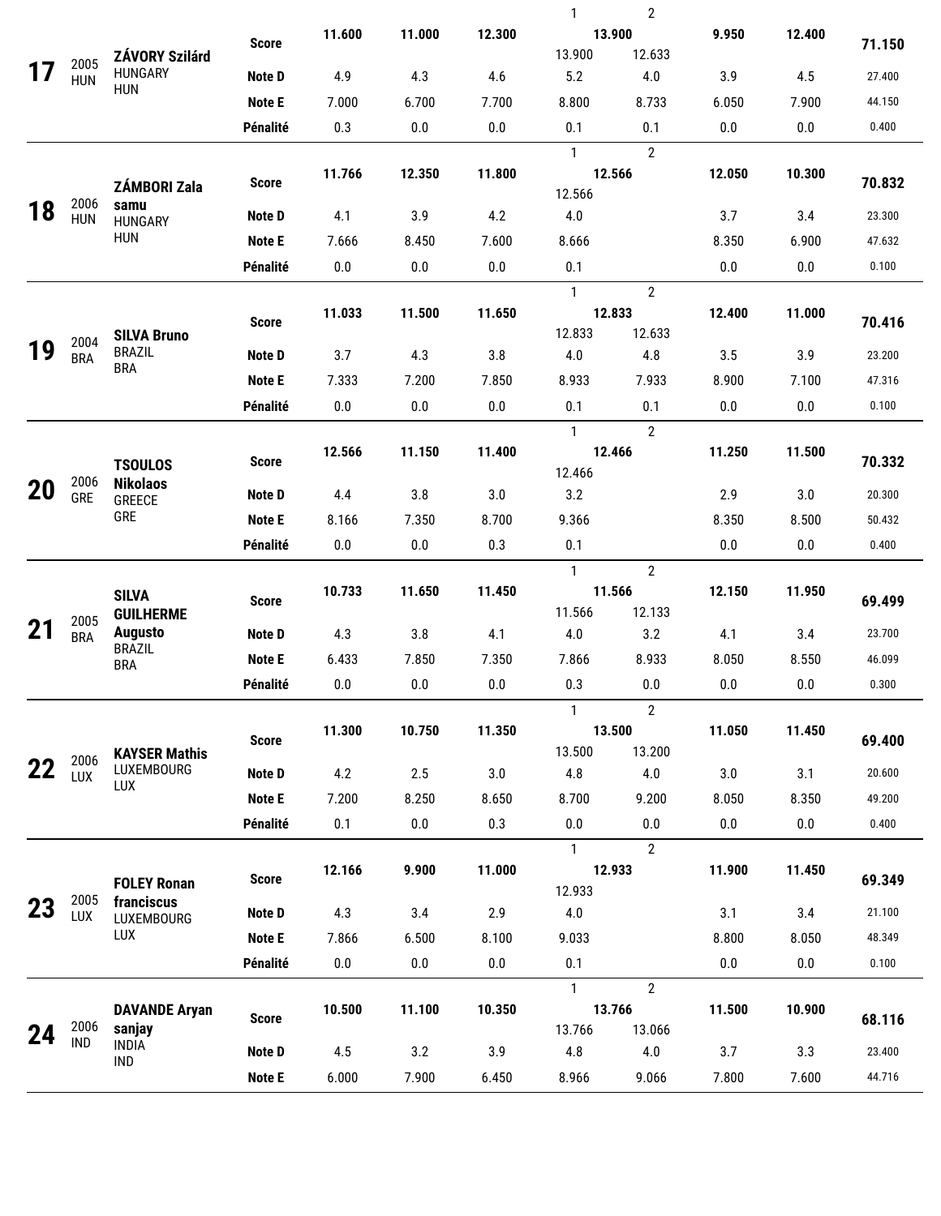| Rank | Year / Nation | Name | | App 1 | App 2 | App 3 | App 4 (1) | App 4 (2) | App 5 | App 6 | Total |
|---|---|---|---|---|---|---|---|---|---|---|---|
| | | | | | | | 1 | 2 | | | |
| **17** | 2005 HUN | **ZÁVORY Szilárd** HUNGARY HUN | **Score** | **11.600** | **11.000** | **12.300** | **13.900** | | **9.950** | **12.400** | **71.150** |
| | | | | | | | 13.900 | 12.633 | | | |
| | | | **Note D** | 4.9 | 4.3 | 4.6 | 5.2 | 4.0 | 3.9 | 4.5 | 27.400 |
| | | | **Note E** | 7.000 | 6.700 | 7.700 | 8.800 | 8.733 | 6.050 | 7.900 | 44.150 |
| | | | **Pénalité** | 0.3 | 0.0 | 0.0 | 0.1 | 0.1 | 0.0 | 0.0 | 0.400 |
| | | | | | | | 1 | 2 | | | |
| **18** | 2006 HUN | **ZÁMBORI Zala samu** HUNGARY HUN | **Score** | **11.766** | **12.350** | **11.800** | **12.566** | | **12.050** | **10.300** | **70.832** |
| | | | | | | | 12.566 | | | | |
| | | | **Note D** | 4.1 | 3.9 | 4.2 | 4.0 | | 3.7 | 3.4 | 23.300 |
| | | | **Note E** | 7.666 | 8.450 | 7.600 | 8.666 | | 8.350 | 6.900 | 47.632 |
| | | | **Pénalité** | 0.0 | 0.0 | 0.0 | 0.1 | | 0.0 | 0.0 | 0.100 |
| | | | | | | | 1 | 2 | | | |
| **19** | 2004 BRA | **SILVA Bruno** BRAZIL BRA | **Score** | **11.033** | **11.500** | **11.650** | **12.833** | | **12.400** | **11.000** | **70.416** |
| | | | | | | | 12.833 | 12.633 | | | |
| | | | **Note D** | 3.7 | 4.3 | 3.8 | 4.0 | 4.8 | 3.5 | 3.9 | 23.200 |
| | | | **Note E** | 7.333 | 7.200 | 7.850 | 8.933 | 7.933 | 8.900 | 7.100 | 47.316 |
| | | | **Pénalité** | 0.0 | 0.0 | 0.0 | 0.1 | 0.1 | 0.0 | 0.0 | 0.100 |
| | | | | | | | 1 | 2 | | | |
| **20** | 2006 GRE | **TSOULOS Nikolaos** GREECE GRE | **Score** | **12.566** | **11.150** | **11.400** | **12.466** | | **11.250** | **11.500** | **70.332** |
| | | | | | | | 12.466 | | | | |
| | | | **Note D** | 4.4 | 3.8 | 3.0 | 3.2 | | 2.9 | 3.0 | 20.300 |
| | | | **Note E** | 8.166 | 7.350 | 8.700 | 9.366 | | 8.350 | 8.500 | 50.432 |
| | | | **Pénalité** | 0.0 | 0.0 | 0.3 | 0.1 | | 0.0 | 0.0 | 0.400 |
| | | | | | | | 1 | 2 | | | |
| **21** | 2005 BRA | **SILVA GUILHERME Augusto** BRAZIL BRA | **Score** | **10.733** | **11.650** | **11.450** | **11.566** | | **12.150** | **11.950** | **69.499** |
| | | | | | | | 11.566 | 12.133 | | | |
| | | | **Note D** | 4.3 | 3.8 | 4.1 | 4.0 | 3.2 | 4.1 | 3.4 | 23.700 |
| | | | **Note E** | 6.433 | 7.850 | 7.350 | 7.866 | 8.933 | 8.050 | 8.550 | 46.099 |
| | | | **Pénalité** | 0.0 | 0.0 | 0.0 | 0.3 | 0.0 | 0.0 | 0.0 | 0.300 |
| | | | | | | | 1 | 2 | | | |
| **22** | 2006 LUX | **KAYSER Mathis** LUXEMBOURG LUX | **Score** | **11.300** | **10.750** | **11.350** | **13.500** | | **11.050** | **11.450** | **69.400** |
| | | | | | | | 13.500 | 13.200 | | | |
| | | | **Note D** | 4.2 | 2.5 | 3.0 | 4.8 | 4.0 | 3.0 | 3.1 | 20.600 |
| | | | **Note E** | 7.200 | 8.250 | 8.650 | 8.700 | 9.200 | 8.050 | 8.350 | 49.200 |
| | | | **Pénalité** | 0.1 | 0.0 | 0.3 | 0.0 | 0.0 | 0.0 | 0.0 | 0.400 |
| | | | | | | | 1 | 2 | | | |
| **23** | 2005 LUX | **FOLEY Ronan franciscus** LUXEMBOURG LUX | **Score** | **12.166** | **9.900** | **11.000** | **12.933** | | **11.900** | **11.450** | **69.349** |
| | | | | | | | 12.933 | | | | |
| | | | **Note D** | 4.3 | 3.4 | 2.9 | 4.0 | | 3.1 | 3.4 | 21.100 |
| | | | **Note E** | 7.866 | 6.500 | 8.100 | 9.033 | | 8.800 | 8.050 | 48.349 |
| | | | **Pénalité** | 0.0 | 0.0 | 0.0 | 0.1 | | 0.0 | 0.0 | 0.100 |
| | | | | | | | 1 | 2 | | | |
| **24** | 2006 IND | **DAVANDE Aryan sanjay** INDIA IND | **Score** | **10.500** | **11.100** | **10.350** | **13.766** | | **11.500** | **10.900** | **68.116** |
| | | | | | | | 13.766 | 13.066 | | | |
| | | | **Note D** | 4.5 | 3.2 | 3.9 | 4.8 | 4.0 | 3.7 | 3.3 | 23.400 |
| | | | **Note E** | 6.000 | 7.900 | 6.450 | 8.966 | 9.066 | 7.800 | 7.600 | 44.716 |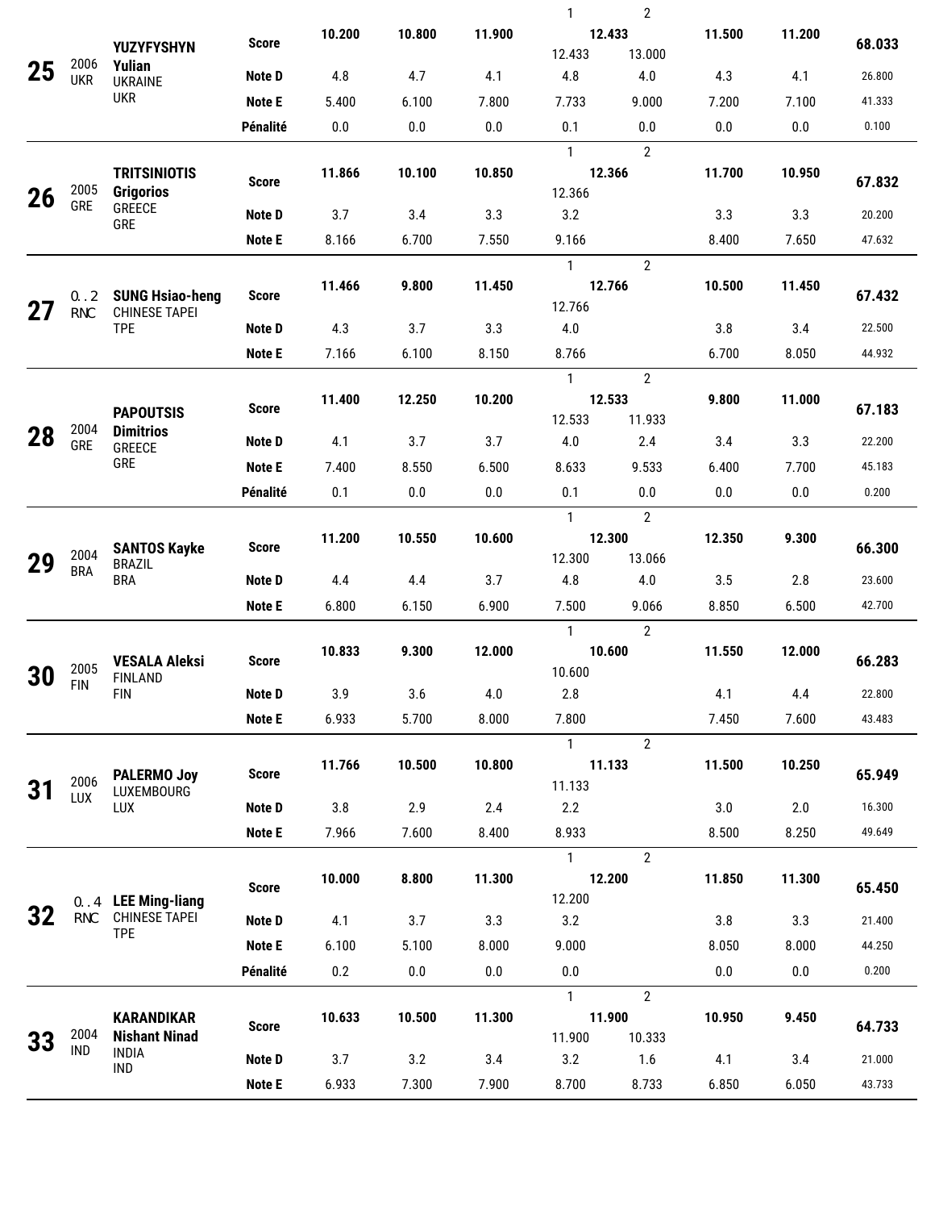| Rank | Year / Nation | Name | | Apparatus 1 | Apparatus 2 | Apparatus 3 | Apparatus 4 (Vault 1) | Apparatus 4 (Vault 2) | Apparatus 5 | Apparatus 6 | Total |
|---|---|---|---|---|---|---|---|---|---|---|---|
| **25** | 2006 UKR | **YUZYFYSHYN Yulian** UKRAINE UKR | **Score** | **10.200** | **10.800** | **11.900** | **12.433** (12.433) | 13.000 | **11.500** | **11.200** | **68.033** |
| | | | **Note D** | 4.8 | 4.7 | 4.1 | 4.8 | 4.0 | 4.3 | 4.1 | 26.800 |
| | | | **Note E** | 5.400 | 6.100 | 7.800 | 7.733 | 9.000 | 7.200 | 7.100 | 41.333 |
| | | | **Pénalité** | 0.0 | 0.0 | 0.0 | 0.1 | 0.0 | 0.0 | 0.0 | 0.100 |
| **26** | 2005 GRE | **TRITSINIOTIS Grigorios** GREECE GRE | **Score** | **11.866** | **10.100** | **10.850** | **12.366** (12.366) | | **11.700** | **10.950** | **67.832** |
| | | | **Note D** | 3.7 | 3.4 | 3.3 | 3.2 | | 3.3 | 3.3 | 20.200 |
| | | | **Note E** | 8.166 | 6.700 | 7.550 | 9.166 | | 8.400 | 7.650 | 47.632 |
| **27** | 0..2 RNC | **SUNG Hsiao-heng** CHINESE TAPEI TPE | **Score** | **11.466** | **9.800** | **11.450** | **12.766** (12.766) | | **10.500** | **11.450** | **67.432** |
| | | | **Note D** | 4.3 | 3.7 | 3.3 | 4.0 | | 3.8 | 3.4 | 22.500 |
| | | | **Note E** | 7.166 | 6.100 | 8.150 | 8.766 | | 6.700 | 8.050 | 44.932 |
| **28** | 2004 GRE | **PAPOUTSIS Dimitrios** GREECE GRE | **Score** | **11.400** | **12.250** | **10.200** | **12.533** (12.533) | 11.933 | **9.800** | **11.000** | **67.183** |
| | | | **Note D** | 4.1 | 3.7 | 3.7 | 4.0 | 2.4 | 3.4 | 3.3 | 22.200 |
| | | | **Note E** | 7.400 | 8.550 | 6.500 | 8.633 | 9.533 | 6.400 | 7.700 | 45.183 |
| | | | **Pénalité** | 0.1 | 0.0 | 0.0 | 0.1 | 0.0 | 0.0 | 0.0 | 0.200 |
| **29** | 2004 BRA | **SANTOS Kayke** BRAZIL BRA | **Score** | **11.200** | **10.550** | **10.600** | **12.300** (12.300) | 13.066 | **12.350** | **9.300** | **66.300** |
| | | | **Note D** | 4.4 | 4.4 | 3.7 | 4.8 | 4.0 | 3.5 | 2.8 | 23.600 |
| | | | **Note E** | 6.800 | 6.150 | 6.900 | 7.500 | 9.066 | 8.850 | 6.500 | 42.700 |
| **30** | 2005 FIN | **VESALA Aleksi** FINLAND FIN | **Score** | **10.833** | **9.300** | **12.000** | **10.600** (10.600) | | **11.550** | **12.000** | **66.283** |
| | | | **Note D** | 3.9 | 3.6 | 4.0 | 2.8 | | 4.1 | 4.4 | 22.800 |
| | | | **Note E** | 6.933 | 5.700 | 8.000 | 7.800 | | 7.450 | 7.600 | 43.483 |
| **31** | 2006 LUX | **PALERMO Joy** LUXEMBOURG LUX | **Score** | **11.766** | **10.500** | **10.800** | **11.133** (11.133) | | **11.500** | **10.250** | **65.949** |
| | | | **Note D** | 3.8 | 2.9 | 2.4 | 2.2 | | 3.0 | 2.0 | 16.300 |
| | | | **Note E** | 7.966 | 7.600 | 8.400 | 8.933 | | 8.500 | 8.250 | 49.649 |
| **32** | 0..4 RNC | **LEE Ming-liang** CHINESE TAPEI TPE | **Score** | **10.000** | **8.800** | **11.300** | **12.200** (12.200) | | **11.850** | **11.300** | **65.450** |
| | | | **Note D** | 4.1 | 3.7 | 3.3 | 3.2 | | 3.8 | 3.3 | 21.400 |
| | | | **Note E** | 6.100 | 5.100 | 8.000 | 9.000 | | 8.050 | 8.000 | 44.250 |
| | | | **Pénalité** | 0.2 | 0.0 | 0.0 | 0.0 | | 0.0 | 0.0 | 0.200 |
| **33** | 2004 IND | **KARANDIKAR Nishant Ninad** INDIA IND | **Score** | **10.633** | **10.500** | **11.300** | **11.900** (11.900) | 10.333 | **10.950** | **9.450** | **64.733** |
| | | | **Note D** | 3.7 | 3.2 | 3.4 | 3.2 | 1.6 | 4.1 | 3.4 | 21.000 |
| | | | **Note E** | 6.933 | 7.300 | 7.900 | 8.700 | 8.733 | 6.850 | 6.050 | 43.733 |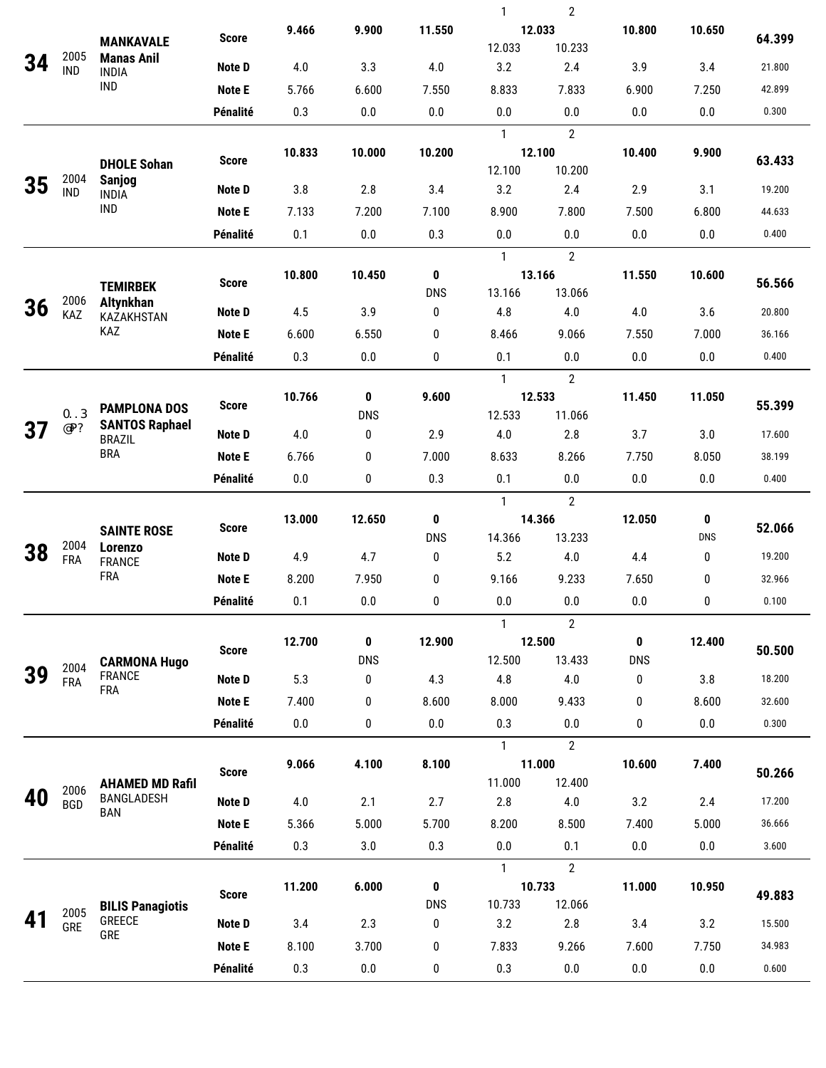| Rank | Year / Nat. | Name / Country |  | App 1 | App 2 | App 3 | App 4 (1) | App 4 (2) | App 5 | App 6 | Total |
|---|---|---|---|---|---|---|---|---|---|---|---|
| **34** | 2005 IND | **MANKAVALE Manas Anil** INDIA IND | **Score** | **9.466** | **9.900** | **11.550** | **12.033** (12.033) | (10.233) | **10.800** | **10.650** | **64.399** |
|  |  |  | **Note D** | 4.0 | 3.3 | 4.0 | 3.2 | 2.4 | 3.9 | 3.4 | 21.800 |
|  |  |  | **Note E** | 5.766 | 6.600 | 7.550 | 8.833 | 7.833 | 6.900 | 7.250 | 42.899 |
|  |  |  | **Pénalité** | 0.3 | 0.0 | 0.0 | 0.0 | 0.0 | 0.0 | 0.0 | 0.300 |
| **35** | 2004 IND | **DHOLE Sohan Sanjog** INDIA IND | **Score** | **10.833** | **10.000** | **10.200** | **12.100** (12.100) | (10.200) | **10.400** | **9.900** | **63.433** |
|  |  |  | **Note D** | 3.8 | 2.8 | 3.4 | 3.2 | 2.4 | 2.9 | 3.1 | 19.200 |
|  |  |  | **Note E** | 7.133 | 7.200 | 7.100 | 8.900 | 7.800 | 7.500 | 6.800 | 44.633 |
|  |  |  | **Pénalité** | 0.1 | 0.0 | 0.3 | 0.0 | 0.0 | 0.0 | 0.0 | 0.400 |
| **36** | 2006 KAZ | **TEMIRBEK Altynkhan** KAZAKHSTAN KAZ | **Score** | **10.800** | **10.450** | **0** DNS | **13.166** (13.166) | (13.066) | **11.550** | **10.600** | **56.566** |
|  |  |  | **Note D** | 4.5 | 3.9 | 0 | 4.8 | 4.0 | 4.0 | 3.6 | 20.800 |
|  |  |  | **Note E** | 6.600 | 6.550 | 0 | 8.466 | 9.066 | 7.550 | 7.000 | 36.166 |
|  |  |  | **Pénalité** | 0.3 | 0.0 | 0 | 0.1 | 0.0 | 0.0 | 0.0 | 0.400 |
| **37** | 0. . 3 @? | **PAMPLONA DOS SANTOS Raphael** BRAZIL BRA | **Score** | **10.766** | **0** DNS | **9.600** | **12.533** (12.533) | (11.066) | **11.450** | **11.050** | **55.399** |
|  |  |  | **Note D** | 4.0 | 0 | 2.9 | 4.0 | 2.8 | 3.7 | 3.0 | 17.600 |
|  |  |  | **Note E** | 6.766 | 0 | 7.000 | 8.633 | 8.266 | 7.750 | 8.050 | 38.199 |
|  |  |  | **Pénalité** | 0.0 | 0 | 0.3 | 0.1 | 0.0 | 0.0 | 0.0 | 0.400 |
| **38** | 2004 FRA | **SAINTE ROSE Lorenzo** FRANCE FRA | **Score** | **13.000** | **12.650** | **0** DNS | **14.366** (14.366) | (13.233) | **12.050** | **0** DNS | **52.066** |
|  |  |  | **Note D** | 4.9 | 4.7 | 0 | 5.2 | 4.0 | 4.4 | 0 | 19.200 |
|  |  |  | **Note E** | 8.200 | 7.950 | 0 | 9.166 | 9.233 | 7.650 | 0 | 32.966 |
|  |  |  | **Pénalité** | 0.1 | 0.0 | 0 | 0.0 | 0.0 | 0.0 | 0 | 0.100 |
| **39** | 2004 FRA | **CARMONA Hugo** FRANCE FRA | **Score** | **12.700** | **0** DNS | **12.900** | **12.500** (12.500) | (13.433) | **0** DNS | **12.400** | **50.500** |
|  |  |  | **Note D** | 5.3 | 0 | 4.3 | 4.8 | 4.0 | 0 | 3.8 | 18.200 |
|  |  |  | **Note E** | 7.400 | 0 | 8.600 | 8.000 | 9.433 | 0 | 8.600 | 32.600 |
|  |  |  | **Pénalité** | 0.0 | 0 | 0.0 | 0.3 | 0.0 | 0 | 0.0 | 0.300 |
| **40** | 2006 BGD | **AHAMED MD Rafil** BANGLADESH BAN | **Score** | **9.066** | **4.100** | **8.100** | **11.000** (11.000) | (12.400) | **10.600** | **7.400** | **50.266** |
|  |  |  | **Note D** | 4.0 | 2.1 | 2.7 | 2.8 | 4.0 | 3.2 | 2.4 | 17.200 |
|  |  |  | **Note E** | 5.366 | 5.000 | 5.700 | 8.200 | 8.500 | 7.400 | 5.000 | 36.666 |
|  |  |  | **Pénalité** | 0.3 | 3.0 | 0.3 | 0.0 | 0.1 | 0.0 | 0.0 | 3.600 |
| **41** | 2005 GRE | **BILIS Panagiotis** GREECE GRE | **Score** | **11.200** | **6.000** | **0** DNS | **10.733** (10.733) | (12.066) | **11.000** | **10.950** | **49.883** |
|  |  |  | **Note D** | 3.4 | 2.3 | 0 | 3.2 | 2.8 | 3.4 | 3.2 | 15.500 |
|  |  |  | **Note E** | 8.100 | 3.700 | 0 | 7.833 | 9.266 | 7.600 | 7.750 | 34.983 |
|  |  |  | **Pénalité** | 0.3 | 0.0 | 0 | 0.3 | 0.0 | 0.0 | 0.0 | 0.600 |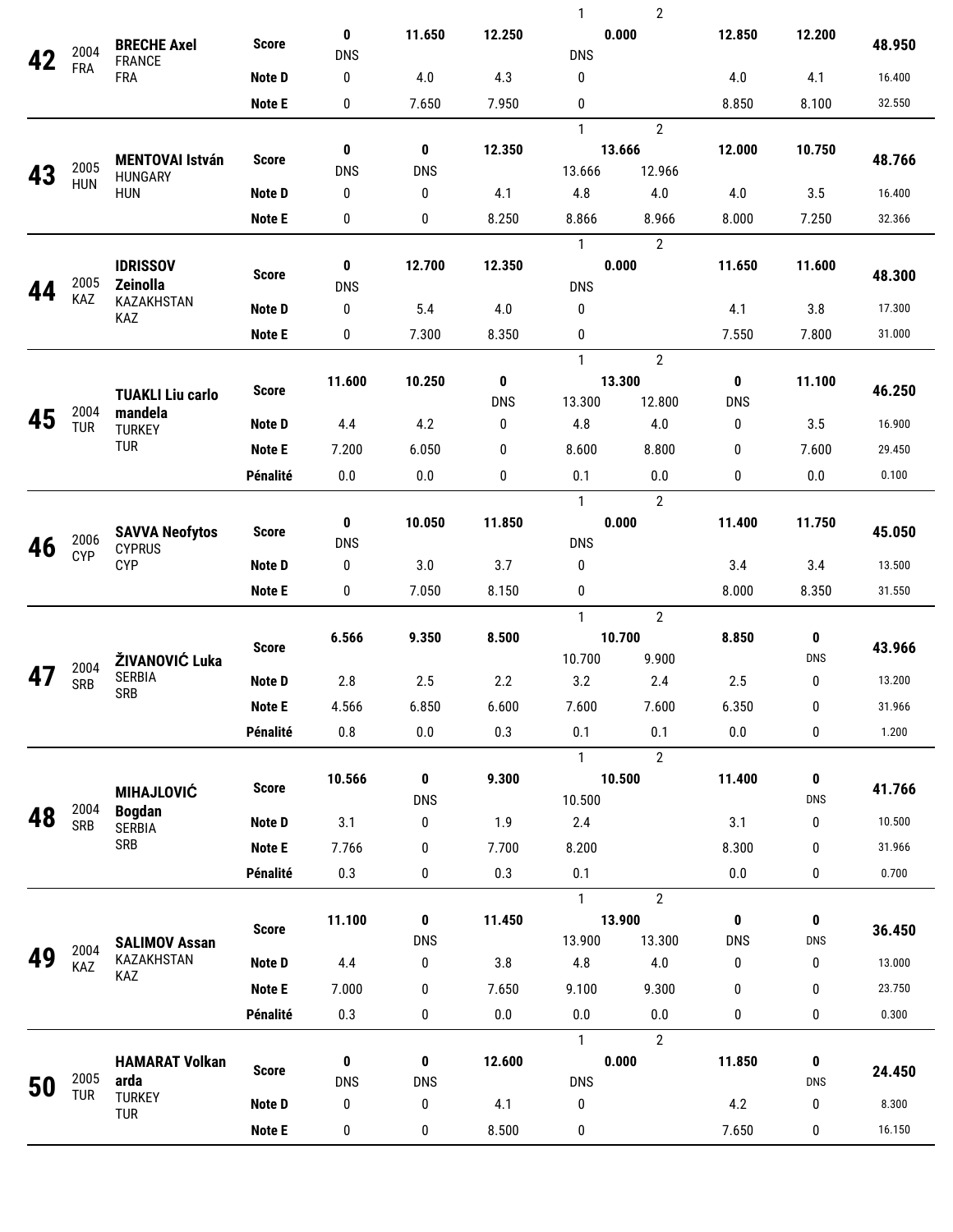| Rank | Year | Name | | App. 1 | App. 2 | App. 3 | App. 4 (1) | App. 4 (2) | App. 5 | App. 6 | Total |
|---|---|---|---|---|---|---|---|---|---|---|---|
| **42** | 2004 FRA | **BRECHE Axel** FRANCE FRA | **Score** | **0** DNS | **11.650** | **12.250** | **0.000** DNS | | **12.850** | **12.200** | **48.950** |
| | | | **Note D** | 0 | 4.0 | 4.3 | 0 | | 4.0 | 4.1 | 16.400 |
| | | | **Note E** | 0 | 7.650 | 7.950 | 0 | | 8.850 | 8.100 | 32.550 |
| **43** | 2005 HUN | **MENTOVAI István** HUNGARY HUN | **Score** | **0** DNS | **0** DNS | **12.350** | **13.666** 13.666 | 12.966 | **12.000** | **10.750** | **48.766** |
| | | | **Note D** | 0 | 0 | 4.1 | 4.8 | 4.0 | 4.0 | 3.5 | 16.400 |
| | | | **Note E** | 0 | 0 | 8.250 | 8.866 | 8.966 | 8.000 | 7.250 | 32.366 |
| **44** | 2005 KAZ | **IDRISSOV Zeinolla** KAZAKHSTAN KAZ | **Score** | **0** DNS | **12.700** | **12.350** | **0.000** DNS | | **11.650** | **11.600** | **48.300** |
| | | | **Note D** | 0 | 5.4 | 4.0 | 0 | | 4.1 | 3.8 | 17.300 |
| | | | **Note E** | 0 | 7.300 | 8.350 | 0 | | 7.550 | 7.800 | 31.000 |
| **45** | 2004 TUR | **TUAKLI Liu carlo mandela** TURKEY TUR | **Score** | **11.600** | **10.250** | **0** DNS | **13.300** 13.300 | 12.800 | **0** DNS | **11.100** | **46.250** |
| | | | **Note D** | 4.4 | 4.2 | 0 | 4.8 | 4.0 | 0 | 3.5 | 16.900 |
| | | | **Note E** | 7.200 | 6.050 | 0 | 8.600 | 8.800 | 0 | 7.600 | 29.450 |
| | | | **Pénalité** | 0.0 | 0.0 | 0 | 0.1 | 0.0 | 0 | 0.0 | 0.100 |
| **46** | 2006 CYP | **SAVVA Neofytos** CYPRUS CYP | **Score** | **0** DNS | **10.050** | **11.850** | **0.000** DNS | | **11.400** | **11.750** | **45.050** |
| | | | **Note D** | 0 | 3.0 | 3.7 | 0 | | 3.4 | 3.4 | 13.500 |
| | | | **Note E** | 0 | 7.050 | 8.150 | 0 | | 8.000 | 8.350 | 31.550 |
| **47** | 2004 SRB | **ŽIVANOVIĆ Luka** SERBIA SRB | **Score** | **6.566** | **9.350** | **8.500** | **10.700** 10.700 | 9.900 | **8.850** | **0** DNS | **43.966** |
| | | | **Note D** | 2.8 | 2.5 | 2.2 | 3.2 | 2.4 | 2.5 | 0 | 13.200 |
| | | | **Note E** | 4.566 | 6.850 | 6.600 | 7.600 | 7.600 | 6.350 | 0 | 31.966 |
| | | | **Pénalité** | 0.8 | 0.0 | 0.3 | 0.1 | 0.1 | 0.0 | 0 | 1.200 |
| **48** | 2004 SRB | **MIHAJLOVIĆ Bogdan** SERBIA SRB | **Score** | **10.566** | **0** DNS | **9.300** | **10.500** 10.500 | | **11.400** | **0** DNS | **41.766** |
| | | | **Note D** | 3.1 | 0 | 1.9 | 2.4 | | 3.1 | 0 | 10.500 |
| | | | **Note E** | 7.766 | 0 | 7.700 | 8.200 | | 8.300 | 0 | 31.966 |
| | | | **Pénalité** | 0.3 | 0 | 0.3 | 0.1 | | 0.0 | 0 | 0.700 |
| **49** | 2004 KAZ | **SALIMOV Assan** KAZAKHSTAN KAZ | **Score** | **11.100** | **0** DNS | **11.450** | **13.900** 13.900 | 13.300 | **0** DNS | **0** DNS | **36.450** |
| | | | **Note D** | 4.4 | 0 | 3.8 | 4.8 | 4.0 | 0 | 0 | 13.000 |
| | | | **Note E** | 7.000 | 0 | 7.650 | 9.100 | 9.300 | 0 | 0 | 23.750 |
| | | | **Pénalité** | 0.3 | 0 | 0.0 | 0.0 | 0.0 | 0 | 0 | 0.300 |
| **50** | 2005 TUR | **HAMARAT Volkan arda** TURKEY TUR | **Score** | **0** DNS | **0** DNS | **12.600** | **0.000** DNS | | **11.850** | **0** DNS | **24.450** |
| | | | **Note D** | 0 | 0 | 4.1 | 0 | | 4.2 | 0 | 8.300 |
| | | | **Note E** | 0 | 0 | 8.500 | 0 | | 7.650 | 0 | 16.150 |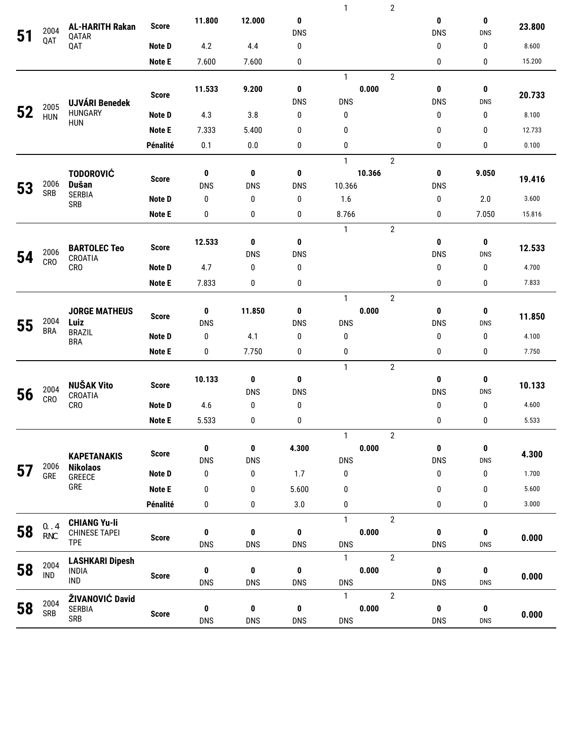| Rank | Year | Gymnast | | | | | | 1 | 2 | | | Total |
|---|---|---|---|---|---|---|---|---|---|---|---|---|
| **51** | 2004 QAT | **AL-HARITH Rakan** QATAR QAT | **Score** | **11.800** | **12.000** | **0** DNS | | | | **0** DNS | **0** DNS | **23.800** |
| | | | **Note D** | 4.2 | 4.4 | 0 | | | | 0 | 0 | 8.600 |
| | | | **Note E** | 7.600 | 7.600 | 0 | | | | 0 | 0 | 15.200 |
| **52** | 2005 HUN | **UJVÁRI Benedek** HUNGARY HUN | **Score** | **11.533** | **9.200** | **0** DNS | **0.000** | DNS | | **0** DNS | **0** DNS | **20.733** |
| | | | **Note D** | 4.3 | 3.8 | 0 | | 0 | | 0 | 0 | 8.100 |
| | | | **Note E** | 7.333 | 5.400 | 0 | | 0 | | 0 | 0 | 12.733 |
| | | | **Pénalité** | 0.1 | 0.0 | 0 | | 0 | | 0 | 0 | 0.100 |
| **53** | 2006 SRB | **TODOROVIĆ Dušan** SERBIA SRB | **Score** | **0** DNS | **0** DNS | **0** DNS | **10.366** | 10.366 | | **0** DNS | **9.050** | **19.416** |
| | | | **Note D** | 0 | 0 | 0 | | 1.6 | | 0 | 2.0 | 3.600 |
| | | | **Note E** | 0 | 0 | 0 | | 8.766 | | 0 | 7.050 | 15.816 |
| **54** | 2006 CRO | **BARTOLEC Teo** CROATIA CRO | **Score** | **12.533** | **0** DNS | **0** DNS | | | | **0** DNS | **0** DNS | **12.533** |
| | | | **Note D** | 4.7 | 0 | 0 | | | | 0 | 0 | 4.700 |
| | | | **Note E** | 7.833 | 0 | 0 | | | | 0 | 0 | 7.833 |
| **55** | 2004 BRA | **JORGE MATHEUS Luiz** BRAZIL BRA | **Score** | **0** DNS | **11.850** | **0** DNS | **0.000** | DNS | | **0** DNS | **0** DNS | **11.850** |
| | | | **Note D** | 0 | 4.1 | 0 | | 0 | | 0 | 0 | 4.100 |
| | | | **Note E** | 0 | 7.750 | 0 | | 0 | | 0 | 0 | 7.750 |
| **56** | 2004 CRO | **NUŠAK Vito** CROATIA CRO | **Score** | **10.133** | **0** DNS | **0** DNS | | | | **0** DNS | **0** DNS | **10.133** |
| | | | **Note D** | 4.6 | 0 | 0 | | | | 0 | 0 | 4.600 |
| | | | **Note E** | 5.533 | 0 | 0 | | | | 0 | 0 | 5.533 |
| **57** | 2006 GRE | **KAPETANAKIS Nikolaos** GREECE GRE | **Score** | **0** DNS | **0** DNS | **4.300** | **0.000** | DNS | | **0** DNS | **0** DNS | **4.300** |
| | | | **Note D** | 0 | 0 | 1.7 | | 0 | | 0 | 0 | 1.700 |
| | | | **Note E** | 0 | 0 | 5.600 | | 0 | | 0 | 0 | 5.600 |
| | | | **Pénalité** | 0 | 0 | 3.0 | | 0 | | 0 | 0 | 3.000 |
| **58** | 0..4 RNC | **CHIANG Yu-li** CHINESE TAPEI TPE | **Score** | **0** DNS | **0** DNS | **0** DNS | **0.000** | DNS | | **0** DNS | **0** DNS | **0.000** |
| **58** | 2004 IND | **LASHKARI Dipesh** INDIA IND | **Score** | **0** DNS | **0** DNS | **0** DNS | **0.000** | DNS | | **0** DNS | **0** DNS | **0.000** |
| **58** | 2004 SRB | **ŽIVANOVIĆ David** SERBIA SRB | **Score** | **0** DNS | **0** DNS | **0** DNS | **0.000** | DNS | | **0** DNS | **0** DNS | **0.000** |